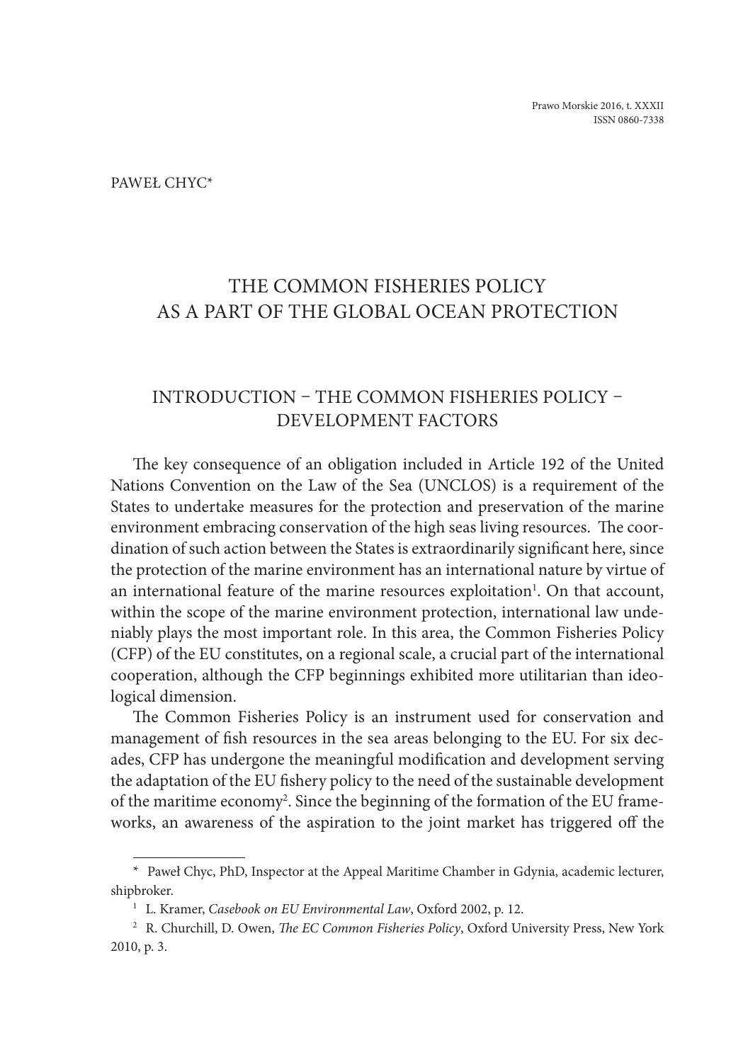PAWEŁ CHYC*

# THE COMMON FISHERIES POLICY AS A PART OF THE GLOBAL OCEAN PROTECTION

## INTRODUCTION – THE COMMON FISHERIES POLICY – DEVELOPMENT FACTORS

The key consequence of an obligation included in Article 192 of the United Nations Convention on the Law of the Sea (UNCLOS) is a requirement of the States to undertake measures for the protection and preservation of the marine environment embracing conservation of the high seas living resources. The coordination of such action between the States is extraordinarily significant here, since the protection of the marine environment has an international nature by virtue of an international feature of the marine resources exploitation[1]. On that account, within the scope of the marine environment protection, international law undeniably plays the most important role. In this area, the Common Fisheries Policy (CFP) of the EU constitutes, on a regional scale, a crucial part of the international cooperation, although the CFP beginnings exhibited more utilitarian than ideological dimension.

The Common Fisheries Policy is an instrument used for conservation and management of fish resources in the sea areas belonging to the EU. For six decades, CFP has undergone the meaningful modification and development serving the adaptation of the EU fishery policy to the need of the sustainable development of the maritime economy[2]. Since the beginning of the formation of the EU frameworks, an awareness of the aspiration to the joint market has triggered off the

---

\* Paweł Chyc, PhD, Inspector at the Appeal Maritime Chamber in Gdynia, academic lecturer, shipbroker.

[1] L. Kramer, *Casebook on EU Environmental Law*, Oxford 2002, p. 12.

[2] R. Churchill, D. Owen, *The EC Common Fisheries Policy*, Oxford University Press, New York 2010, p. 3.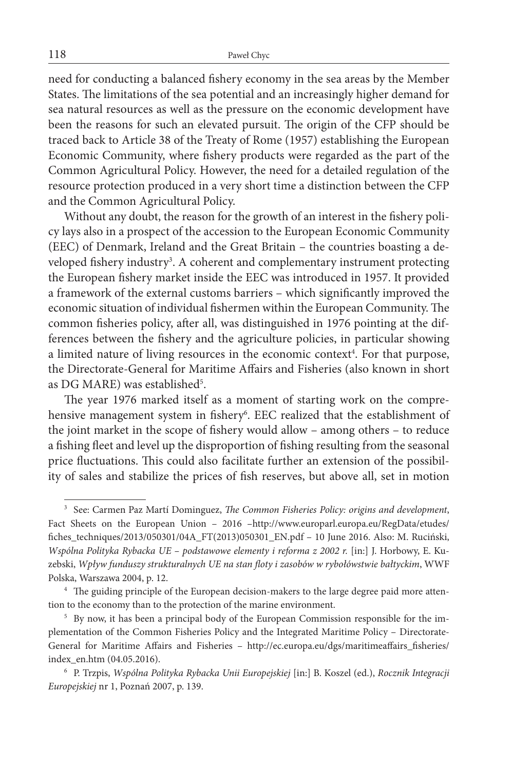need for conducting a balanced fishery economy in the sea areas by the Member States. The limitations of the sea potential and an increasingly higher demand for sea natural resources as well as the pressure on the economic development have been the reasons for such an elevated pursuit. The origin of the CFP should be traced back to Article 38 of the Treaty of Rome (1957) establishing the European Economic Community, where fishery products were regarded as the part of the Common Agricultural Policy. However, the need for a detailed regulation of the resource protection produced in a very short time a distinction between the CFP and the Common Agricultural Policy.

Without any doubt, the reason for the growth of an interest in the fishery policy lays also in a prospect of the accession to the European Economic Community (EEC) of Denmark, Ireland and the Great Britain – the countries boasting a developed fishery industry[3]. A coherent and complementary instrument protecting the European fishery market inside the EEC was introduced in 1957. It provided a framework of the external customs barriers – which significantly improved the economic situation of individual fishermen within the European Community. The common fisheries policy, after all, was distinguished in 1976 pointing at the differences between the fishery and the agriculture policies, in particular showing a limited nature of living resources in the economic context[4]. For that purpose, the Directorate-General for Maritime Affairs and Fisheries (also known in short as DG MARE) was established[5].

The year 1976 marked itself as a moment of starting work on the comprehensive management system in fishery[6]. EEC realized that the establishment of the joint market in the scope of fishery would allow – among others – to reduce a fishing fleet and level up the disproportion of fishing resulting from the seasonal price fluctuations. This could also facilitate further an extension of the possibility of sales and stabilize the prices of fish reserves, but above all, set in motion

---

[3] See: Carmen Paz Martí Dominguez, *The Common Fisheries Policy: origins and development*, Fact Sheets on the European Union – 2016 –http://www.europarl.europa.eu/RegData/etudes/fiches_techniques/2013/050301/04A_FT(2013)050301_EN.pdf – 10 June 2016. Also: M. Ruciński, *Wspólna Polityka Rybacka UE – podstawowe elementy i reforma z 2002 r.* [in:] J. Horbowy, E. Kuzebski, *Wpływ funduszy strukturalnych UE na stan floty i zasobów w rybołówstwie bałtyckim*, WWF Polska, Warszawa 2004, p. 12.

[4] The guiding principle of the European decision-makers to the large degree paid more attention to the economy than to the protection of the marine environment.

[5] By now, it has been a principal body of the European Commission responsible for the implementation of the Common Fisheries Policy and the Integrated Maritime Policy – Directorate-General for Maritime Affairs and Fisheries – http://ec.europa.eu/dgs/maritimeaffairs_fisheries/index_en.htm (04.05.2016).

[6] P. Trzpis, *Wspólna Polityka Rybacka Unii Europejskiej* [in:] B. Koszel (ed.), *Rocznik Integracji Europejskiej* nr 1, Poznań 2007, p. 139.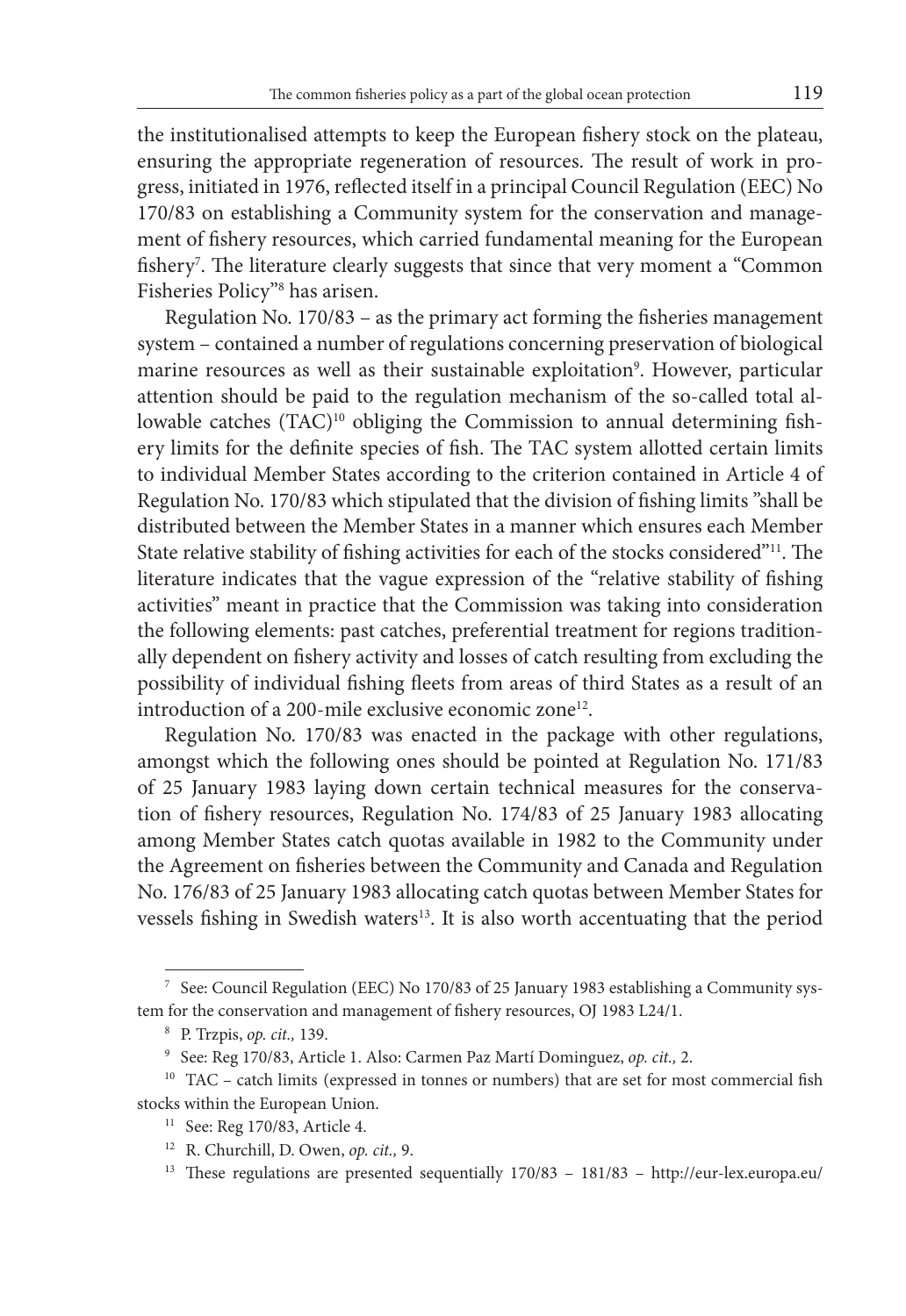the institutionalised attempts to keep the European fishery stock on the plateau, ensuring the appropriate regeneration of resources. The result of work in progress, initiated in 1976, reflected itself in a principal Council Regulation (EEC) No 170/83 on establishing a Community system for the conservation and management of fishery resources, which carried fundamental meaning for the European fishery[7]. The literature clearly suggests that since that very moment a "Common Fisheries Policy"[8] has arisen.

Regulation No. 170/83 – as the primary act forming the fisheries management system – contained a number of regulations concerning preservation of biological marine resources as well as their sustainable exploitation[9]. However, particular attention should be paid to the regulation mechanism of the so-called total allowable catches (TAC)[10] obliging the Commission to annual determining fishery limits for the definite species of fish. The TAC system allotted certain limits to individual Member States according to the criterion contained in Article 4 of Regulation No. 170/83 which stipulated that the division of fishing limits "shall be distributed between the Member States in a manner which ensures each Member State relative stability of fishing activities for each of the stocks considered"[11]. The literature indicates that the vague expression of the "relative stability of fishing activities" meant in practice that the Commission was taking into consideration the following elements: past catches, preferential treatment for regions traditionally dependent on fishery activity and losses of catch resulting from excluding the possibility of individual fishing fleets from areas of third States as a result of an introduction of a 200-mile exclusive economic zone[12].

Regulation No. 170/83 was enacted in the package with other regulations, amongst which the following ones should be pointed at Regulation No. 171/83 of 25 January 1983 laying down certain technical measures for the conservation of fishery resources, Regulation No. 174/83 of 25 January 1983 allocating among Member States catch quotas available in 1982 to the Community under the Agreement on fisheries between the Community and Canada and Regulation No. 176/83 of 25 January 1983 allocating catch quotas between Member States for vessels fishing in Swedish waters[13]. It is also worth accentuating that the period

---

[7] See: Council Regulation (EEC) No 170/83 of 25 January 1983 establishing a Community system for the conservation and management of fishery resources, OJ 1983 L24/1.

[8] P. Trzpis, *op. cit.,* 139.

[9] See: Reg 170/83, Article 1. Also: Carmen Paz Martí Dominguez, *op. cit.,* 2.

[10] TAC – catch limits (expressed in tonnes or numbers) that are set for most commercial fish stocks within the European Union.

[11] See: Reg 170/83, Article 4.

[12] R. Churchill, D. Owen, *op. cit.,* 9.

[13] These regulations are presented sequentially 170/83 – 181/83 – http://eur-lex.europa.eu/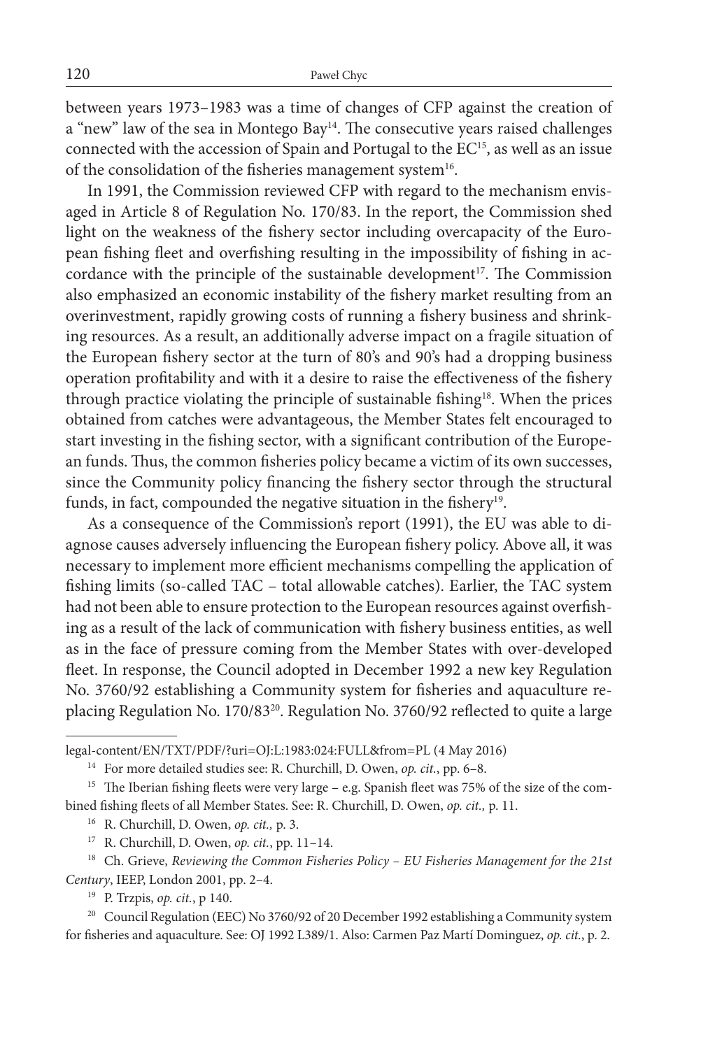between years 1973–1983 was a time of changes of CFP against the creation of a "new" law of the sea in Montego Bay[14]. The consecutive years raised challenges connected with the accession of Spain and Portugal to the EC[15], as well as an issue of the consolidation of the fisheries management system[16].

In 1991, the Commission reviewed CFP with regard to the mechanism envisaged in Article 8 of Regulation No. 170/83. In the report, the Commission shed light on the weakness of the fishery sector including overcapacity of the European fishing fleet and overfishing resulting in the impossibility of fishing in accordance with the principle of the sustainable development[17]. The Commission also emphasized an economic instability of the fishery market resulting from an overinvestment, rapidly growing costs of running a fishery business and shrinking resources. As a result, an additionally adverse impact on a fragile situation of the European fishery sector at the turn of 80's and 90's had a dropping business operation profitability and with it a desire to raise the effectiveness of the fishery through practice violating the principle of sustainable fishing[18]. When the prices obtained from catches were advantageous, the Member States felt encouraged to start investing in the fishing sector, with a significant contribution of the European funds. Thus, the common fisheries policy became a victim of its own successes, since the Community policy financing the fishery sector through the structural funds, in fact, compounded the negative situation in the fishery[19].

As a consequence of the Commission's report (1991), the EU was able to diagnose causes adversely influencing the European fishery policy. Above all, it was necessary to implement more efficient mechanisms compelling the application of fishing limits (so-called TAC – total allowable catches). Earlier, the TAC system had not been able to ensure protection to the European resources against overfishing as a result of the lack of communication with fishery business entities, as well as in the face of pressure coming from the Member States with over-developed fleet. In response, the Council adopted in December 1992 a new key Regulation No. 3760/92 establishing a Community system for fisheries and aquaculture replacing Regulation No. 170/83[20]. Regulation No. 3760/92 reflected to quite a large

---

legal-content/EN/TXT/PDF/?uri=OJ:L:1983:024:FULL&from=PL (4 May 2016)

[14] For more detailed studies see: R. Churchill, D. Owen, *op. cit.*, pp. 6–8.

[15] The Iberian fishing fleets were very large – e.g. Spanish fleet was 75% of the size of the combined fishing fleets of all Member States. See: R. Churchill, D. Owen, *op. cit.,* p. 11.

[16] R. Churchill, D. Owen, *op. cit.,* p. 3.

[17] R. Churchill, D. Owen, *op. cit.*, pp. 11–14.

[18] Ch. Grieve, *Reviewing the Common Fisheries Policy – EU Fisheries Management for the 21st Century*, IEEP, London 2001, pp. 2–4.

[19] P. Trzpis, *op. cit.*, p 140.

[20] Council Regulation (EEC) No 3760/92 of 20 December 1992 establishing a Community system for fisheries and aquaculture. See: OJ 1992 L389/1. Also: Carmen Paz Martí Dominguez, *op. cit.*, p. 2.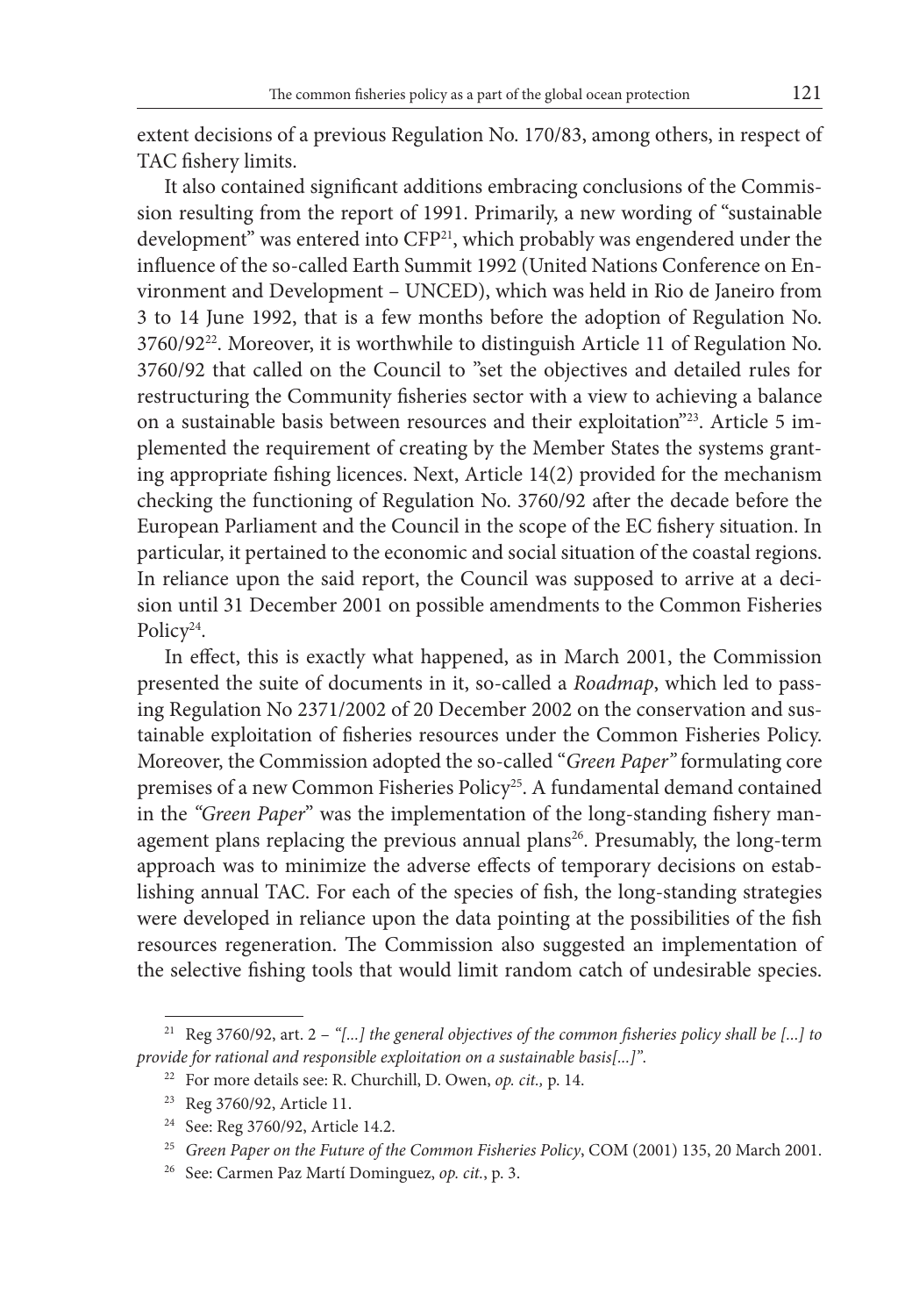extent decisions of a previous Regulation No. 170/83, among others, in respect of TAC fishery limits.

It also contained significant additions embracing conclusions of the Commission resulting from the report of 1991. Primarily, a new wording of "sustainable development" was entered into CFP[21], which probably was engendered under the influence of the so-called Earth Summit 1992 (United Nations Conference on Environment and Development – UNCED), which was held in Rio de Janeiro from 3 to 14 June 1992, that is a few months before the adoption of Regulation No. 3760/92[22]. Moreover, it is worthwhile to distinguish Article 11 of Regulation No. 3760/92 that called on the Council to "set the objectives and detailed rules for restructuring the Community fisheries sector with a view to achieving a balance on a sustainable basis between resources and their exploitation"[23]. Article 5 implemented the requirement of creating by the Member States the systems granting appropriate fishing licences. Next, Article 14(2) provided for the mechanism checking the functioning of Regulation No. 3760/92 after the decade before the European Parliament and the Council in the scope of the EC fishery situation. In particular, it pertained to the economic and social situation of the coastal regions. In reliance upon the said report, the Council was supposed to arrive at a decision until 31 December 2001 on possible amendments to the Common Fisheries Policy[24].

In effect, this is exactly what happened, as in March 2001, the Commission presented the suite of documents in it, so-called a *Roadmap*, which led to passing Regulation No 2371/2002 of 20 December 2002 on the conservation and sustainable exploitation of fisheries resources under the Common Fisheries Policy. Moreover, the Commission adopted the so-called "*Green Paper"* formulating core premises of a new Common Fisheries Policy[25]. A fundamental demand contained in the *"Green Paper*" was the implementation of the long-standing fishery management plans replacing the previous annual plans[26]. Presumably, the long-term approach was to minimize the adverse effects of temporary decisions on establishing annual TAC. For each of the species of fish, the long-standing strategies were developed in reliance upon the data pointing at the possibilities of the fish resources regeneration. The Commission also suggested an implementation of the selective fishing tools that would limit random catch of undesirable species.

---

[21] Reg 3760/92, art. 2 – *"[...] the general objectives of the common fisheries policy shall be [...] to provide for rational and responsible exploitation on a sustainable basis[...]".*

[22] For more details see: R. Churchill, D. Owen, *op. cit.,* p. 14.

[23] Reg 3760/92, Article 11.

[24] See: Reg 3760/92, Article 14.2.

[25] *Green Paper on the Future of the Common Fisheries Policy*, COM (2001) 135, 20 March 2001.

[26] See: Carmen Paz Martí Dominguez, *op. cit.*, p. 3.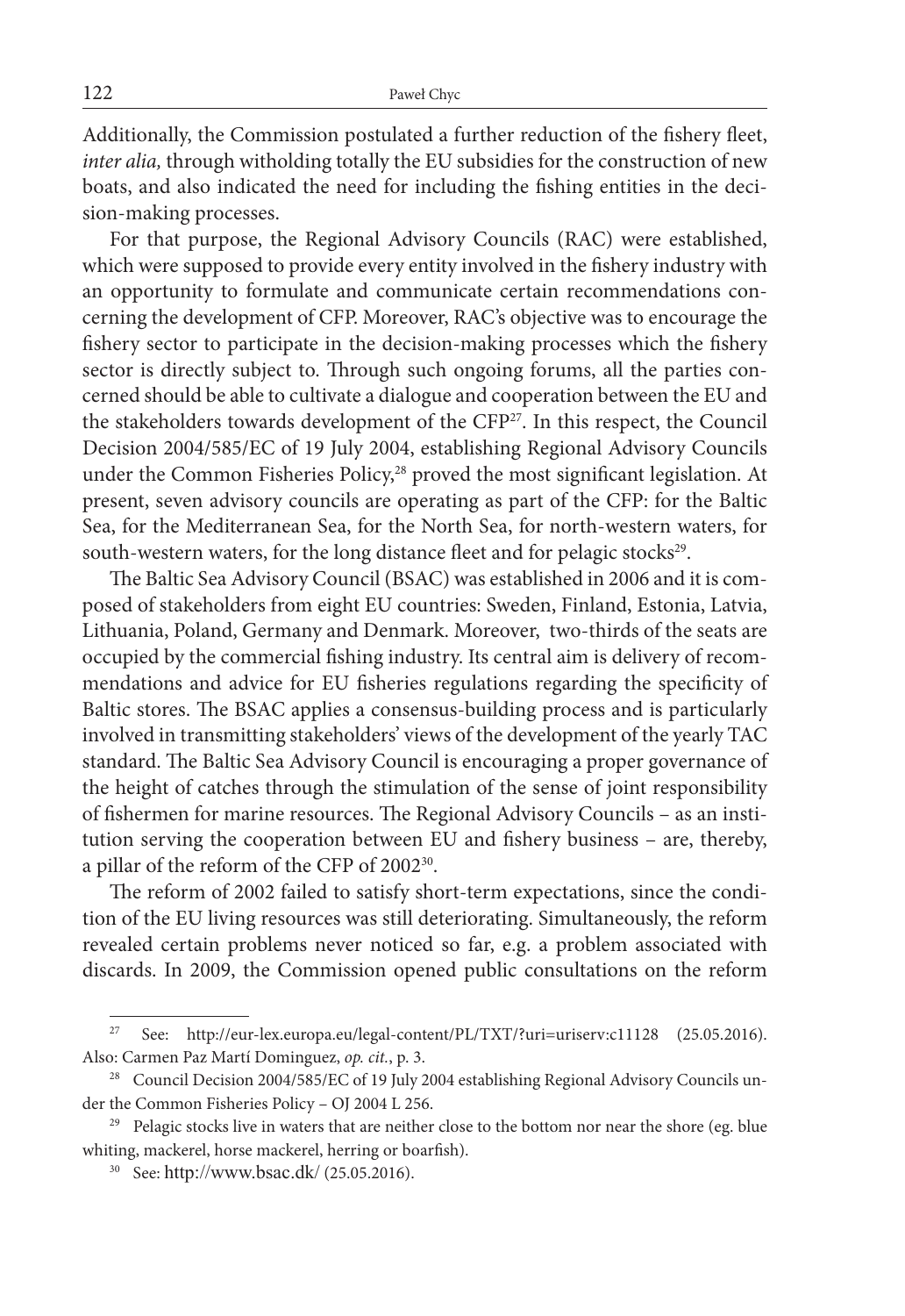Additionally, the Commission postulated a further reduction of the fishery fleet, *inter alia,* through witholding totally the EU subsidies for the construction of new boats, and also indicated the need for including the fishing entities in the decision-making processes.

For that purpose, the Regional Advisory Councils (RAC) were established, which were supposed to provide every entity involved in the fishery industry with an opportunity to formulate and communicate certain recommendations concerning the development of CFP. Moreover, RAC's objective was to encourage the fishery sector to participate in the decision-making processes which the fishery sector is directly subject to. Through such ongoing forums, all the parties concerned should be able to cultivate a dialogue and cooperation between the EU and the stakeholders towards development of the CFP[27]. In this respect, the Council Decision 2004/585/EC of 19 July 2004, establishing Regional Advisory Councils under the Common Fisheries Policy,[28] proved the most significant legislation. At present, seven advisory councils are operating as part of the CFP: for the Baltic Sea, for the Mediterranean Sea, for the North Sea, for north-western waters, for south-western waters, for the long distance fleet and for pelagic stocks[29].

The Baltic Sea Advisory Council (BSAC) was established in 2006 and it is composed of stakeholders from eight EU countries: Sweden, Finland, Estonia, Latvia, Lithuania, Poland, Germany and Denmark. Moreover, two-thirds of the seats are occupied by the commercial fishing industry. Its central aim is delivery of recommendations and advice for EU fisheries regulations regarding the specificity of Baltic stores. The BSAC applies a consensus-building process and is particularly involved in transmitting stakeholders' views of the development of the yearly TAC standard. The Baltic Sea Advisory Council is encouraging a proper governance of the height of catches through the stimulation of the sense of joint responsibility of fishermen for marine resources. The Regional Advisory Councils – as an institution serving the cooperation between EU and fishery business – are, thereby, a pillar of the reform of the CFP of 2002[30].

The reform of 2002 failed to satisfy short-term expectations, since the condition of the EU living resources was still deteriorating. Simultaneously, the reform revealed certain problems never noticed so far, e.g. a problem associated with discards. In 2009, the Commission opened public consultations on the reform

---

[27] See: http://eur-lex.europa.eu/legal-content/PL/TXT/?uri=uriserv:c11128 (25.05.2016). Also: Carmen Paz Martí Dominguez, *op. cit.*, p. 3.

[28] Council Decision 2004/585/EC of 19 July 2004 establishing Regional Advisory Councils under the Common Fisheries Policy – OJ 2004 L 256.

[29] Pelagic stocks live in waters that are neither close to the bottom nor near the shore (eg. blue whiting, mackerel, horse mackerel, herring or boarfish).

[30] See: http://www.bsac.dk/ (25.05.2016).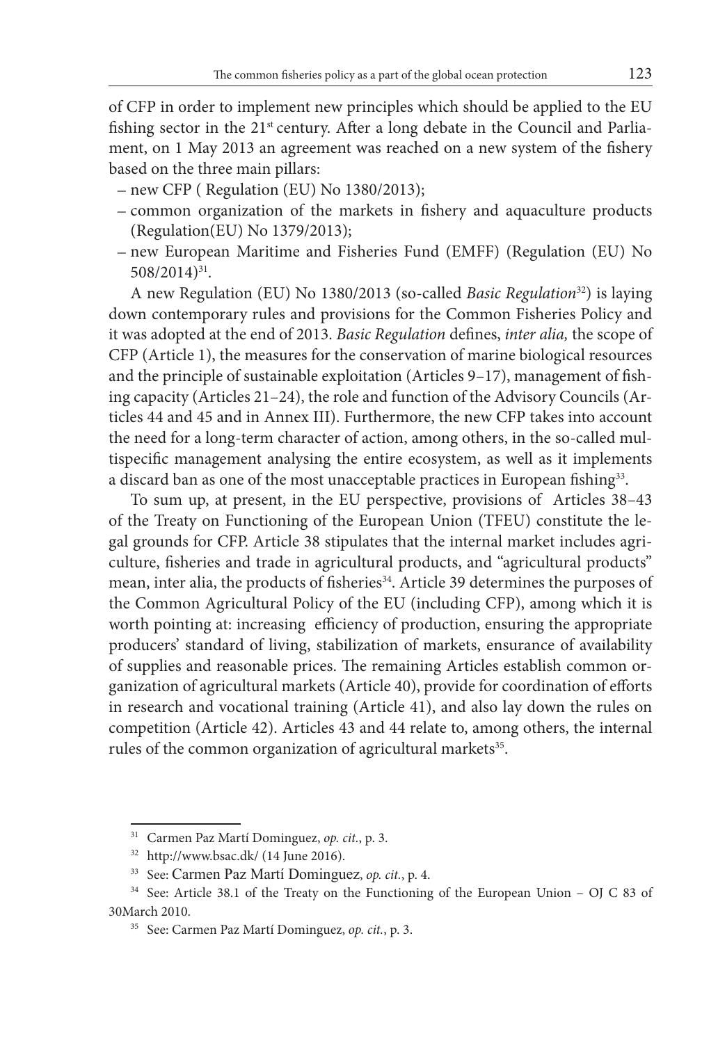of CFP in order to implement new principles which should be applied to the EU fishing sector in the 21st century. After a long debate in the Council and Parliament, on 1 May 2013 an agreement was reached on a new system of the fishery based on the three main pillars:

– new CFP ( Regulation (EU) No 1380/2013);
– common organization of the markets in fishery and aquaculture products (Regulation(EU) No 1379/2013);
– new European Maritime and Fisheries Fund (EMFF) (Regulation (EU) No 508/2014)[31].

A new Regulation (EU) No 1380/2013 (so-called *Basic Regulation*[32]) is laying down contemporary rules and provisions for the Common Fisheries Policy and it was adopted at the end of 2013. *Basic Regulation* defines, *inter alia,* the scope of CFP (Article 1), the measures for the conservation of marine biological resources and the principle of sustainable exploitation (Articles 9–17), management of fishing capacity (Articles 21–24), the role and function of the Advisory Councils (Articles 44 and 45 and in Annex III). Furthermore, the new CFP takes into account the need for a long-term character of action, among others, in the so-called multispecific management analysing the entire ecosystem, as well as it implements a discard ban as one of the most unacceptable practices in European fishing[33].

To sum up, at present, in the EU perspective, provisions of Articles 38–43 of the Treaty on Functioning of the European Union (TFEU) constitute the legal grounds for CFP. Article 38 stipulates that the internal market includes agriculture, fisheries and trade in agricultural products, and "agricultural products" mean, inter alia, the products of fisheries[34]. Article 39 determines the purposes of the Common Agricultural Policy of the EU (including CFP), among which it is worth pointing at: increasing efficiency of production, ensuring the appropriate producers' standard of living, stabilization of markets, ensurance of availability of supplies and reasonable prices. The remaining Articles establish common organization of agricultural markets (Article 40), provide for coordination of efforts in research and vocational training (Article 41), and also lay down the rules on competition (Article 42). Articles 43 and 44 relate to, among others, the internal rules of the common organization of agricultural markets[35].

---

[31] Carmen Paz Martí Dominguez, *op. cit.*, p. 3.

[32] http://www.bsac.dk/ (14 June 2016).

[33] See: Carmen Paz Martí Dominguez, *op. cit.*, p. 4.

[34] See: Article 38.1 of the Treaty on the Functioning of the European Union – OJ C 83 of 30March 2010.

[35] See: Carmen Paz Martí Dominguez, *op. cit.*, p. 3.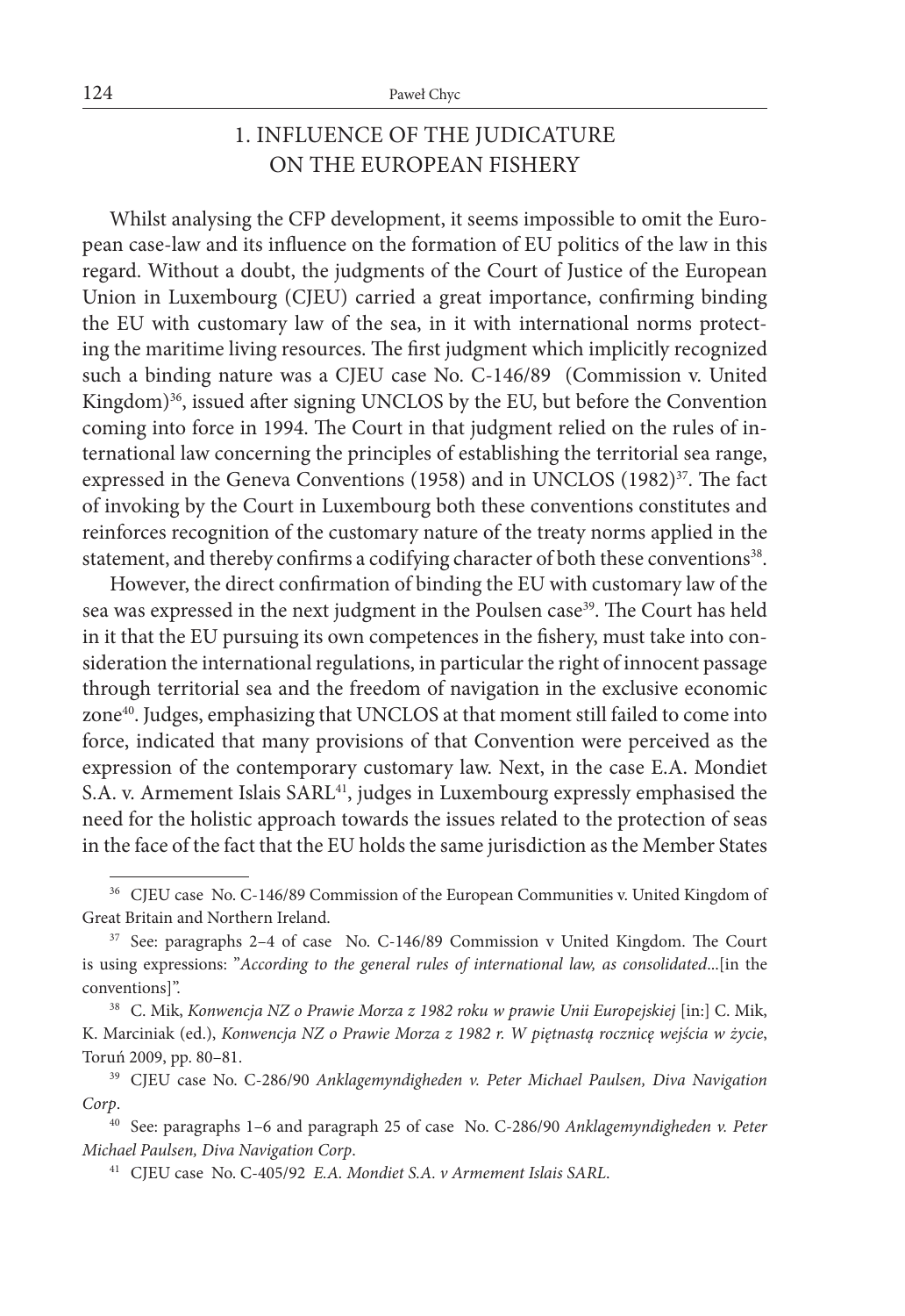## 1. INFLUENCE OF THE JUDICATURE ON THE EUROPEAN FISHERY

Whilst analysing the CFP development, it seems impossible to omit the European case-law and its influence on the formation of EU politics of the law in this regard. Without a doubt, the judgments of the Court of Justice of the European Union in Luxembourg (CJEU) carried a great importance, confirming binding the EU with customary law of the sea, in it with international norms protecting the maritime living resources. The first judgment which implicitly recognized such a binding nature was a CJEU case No. C-146/89 (Commission v. United Kingdom)[36], issued after signing UNCLOS by the EU, but before the Convention coming into force in 1994. The Court in that judgment relied on the rules of international law concerning the principles of establishing the territorial sea range, expressed in the Geneva Conventions (1958) and in UNCLOS (1982)[37]. The fact of invoking by the Court in Luxembourg both these conventions constitutes and reinforces recognition of the customary nature of the treaty norms applied in the statement, and thereby confirms a codifying character of both these conventions[38].

However, the direct confirmation of binding the EU with customary law of the sea was expressed in the next judgment in the Poulsen case[39]. The Court has held in it that the EU pursuing its own competences in the fishery, must take into consideration the international regulations, in particular the right of innocent passage through territorial sea and the freedom of navigation in the exclusive economic zone[40]. Judges, emphasizing that UNCLOS at that moment still failed to come into force, indicated that many provisions of that Convention were perceived as the expression of the contemporary customary law. Next, in the case E.A. Mondiet S.A. v. Armement Islais SARL[41], judges in Luxembourg expressly emphasised the need for the holistic approach towards the issues related to the protection of seas in the face of the fact that the EU holds the same jurisdiction as the Member States

---

[36] CJEU case No. C-146/89 Commission of the European Communities v. United Kingdom of Great Britain and Northern Ireland.

[37] See: paragraphs 2–4 of case No. C-146/89 Commission v United Kingdom. The Court is using expressions: "*According to the general rules of international law, as consolidated*...[in the conventions]".

[38] C. Mik, *Konwencja NZ o Prawie Morza z 1982 roku w prawie Unii Europejskiej* [in:] C. Mik, K. Marciniak (ed.), *Konwencja NZ o Prawie Morza z 1982 r. W piętnastą rocznicę wejścia w życie*, Toruń 2009, pp. 80–81.

[39] CJEU case No. C-286/90 *Anklagemyndigheden v. Peter Michael Paulsen, Diva Navigation Corp*.

[40] See: paragraphs 1–6 and paragraph 25 of case No. C-286/90 *Anklagemyndigheden v. Peter Michael Paulsen, Diva Navigation Corp*.

[41] CJEU case No. C-405/92 *E.A. Mondiet S.A. v Armement Islais SARL*.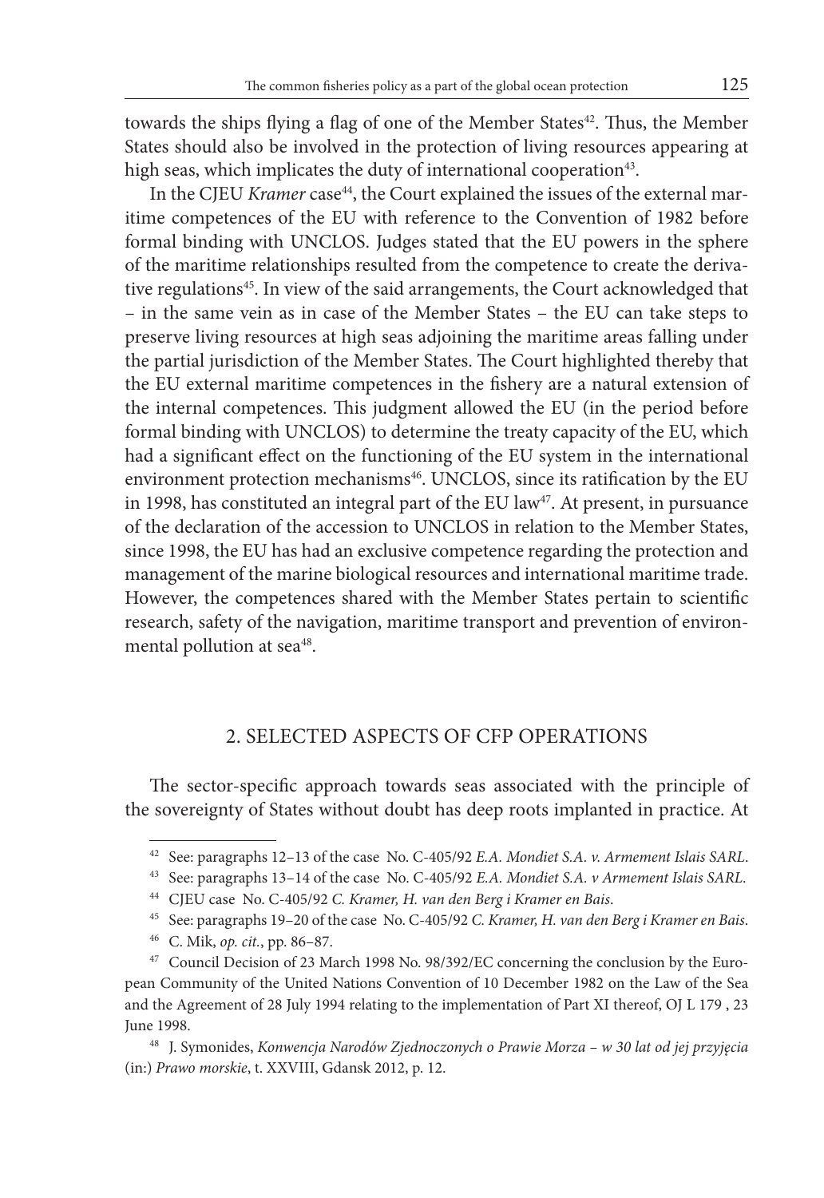towards the ships flying a flag of one of the Member States[42]. Thus, the Member States should also be involved in the protection of living resources appearing at high seas, which implicates the duty of international cooperation[43].

In the CJEU *Kramer* case[44], the Court explained the issues of the external maritime competences of the EU with reference to the Convention of 1982 before formal binding with UNCLOS. Judges stated that the EU powers in the sphere of the maritime relationships resulted from the competence to create the derivative regulations[45]. In view of the said arrangements, the Court acknowledged that – in the same vein as in case of the Member States – the EU can take steps to preserve living resources at high seas adjoining the maritime areas falling under the partial jurisdiction of the Member States. The Court highlighted thereby that the EU external maritime competences in the fishery are a natural extension of the internal competences. This judgment allowed the EU (in the period before formal binding with UNCLOS) to determine the treaty capacity of the EU, which had a significant effect on the functioning of the EU system in the international environment protection mechanisms[46]. UNCLOS, since its ratification by the EU in 1998, has constituted an integral part of the EU law[47]. At present, in pursuance of the declaration of the accession to UNCLOS in relation to the Member States, since 1998, the EU has had an exclusive competence regarding the protection and management of the marine biological resources and international maritime trade. However, the competences shared with the Member States pertain to scientific research, safety of the navigation, maritime transport and prevention of environmental pollution at sea[48].

## 2. SELECTED ASPECTS OF CFP OPERATIONS

The sector-specific approach towards seas associated with the principle of the sovereignty of States without doubt has deep roots implanted in practice. At

---

[42] See: paragraphs 12–13 of the case No. C-405/92 *E.A. Mondiet S.A. v. Armement Islais SARL*.

[43] See: paragraphs 13–14 of the case No. C-405/92 *E.A. Mondiet S.A. v Armement Islais SARL*.

[44] CJEU case No. C-405/92 *C. Kramer, H. van den Berg i Kramer en Bais*.

[45] See: paragraphs 19–20 of the case No. C-405/92 *C. Kramer, H. van den Berg i Kramer en Bais*.

[46] C. Mik, *op. cit.*, pp. 86–87.

[47] Council Decision of 23 March 1998 No. 98/392/EC concerning the conclusion by the European Community of the United Nations Convention of 10 December 1982 on the Law of the Sea and the Agreement of 28 July 1994 relating to the implementation of Part XI thereof, OJ L 179 , 23 June 1998.

[48] J. Symonides, *Konwencja Narodów Zjednoczonych o Prawie Morza – w 30 lat od jej przyjęcia* (in:) *Prawo morskie*, t. XXVIII, Gdansk 2012, p. 12.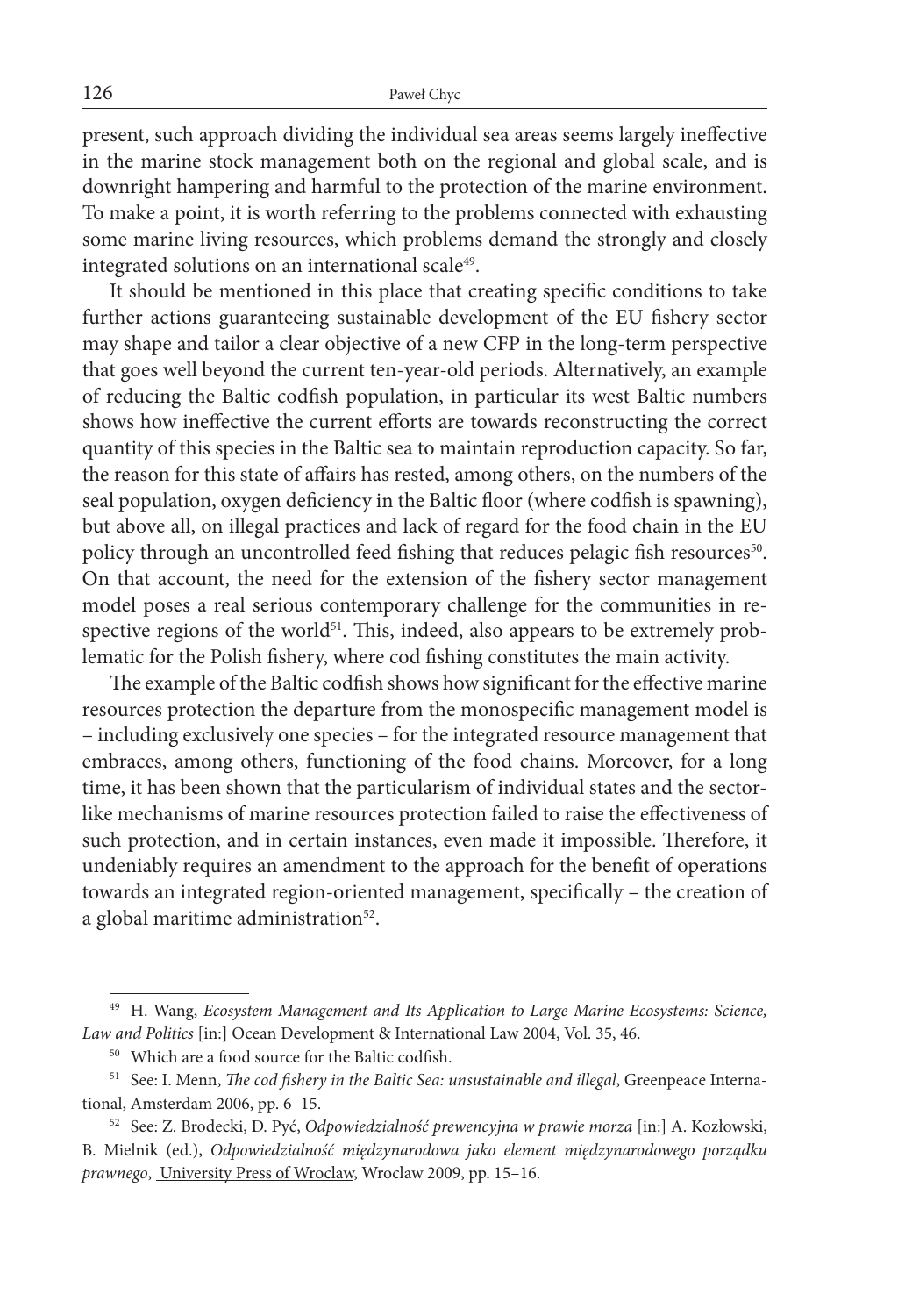present, such approach dividing the individual sea areas seems largely ineffective in the marine stock management both on the regional and global scale, and is downright hampering and harmful to the protection of the marine environment. To make a point, it is worth referring to the problems connected with exhausting some marine living resources, which problems demand the strongly and closely integrated solutions on an international scale[49].

It should be mentioned in this place that creating specific conditions to take further actions guaranteeing sustainable development of the EU fishery sector may shape and tailor a clear objective of a new CFP in the long-term perspective that goes well beyond the current ten-year-old periods. Alternatively, an example of reducing the Baltic codfish population, in particular its west Baltic numbers shows how ineffective the current efforts are towards reconstructing the correct quantity of this species in the Baltic sea to maintain reproduction capacity. So far, the reason for this state of affairs has rested, among others, on the numbers of the seal population, oxygen deficiency in the Baltic floor (where codfish is spawning), but above all, on illegal practices and lack of regard for the food chain in the EU policy through an uncontrolled feed fishing that reduces pelagic fish resources[50]. On that account, the need for the extension of the fishery sector management model poses a real serious contemporary challenge for the communities in respective regions of the world[51]. This, indeed, also appears to be extremely problematic for the Polish fishery, where cod fishing constitutes the main activity.

The example of the Baltic codfish shows how significant for the effective marine resources protection the departure from the monospecific management model is – including exclusively one species – for the integrated resource management that embraces, among others, functioning of the food chains. Moreover, for a long time, it has been shown that the particularism of individual states and the sector-like mechanisms of marine resources protection failed to raise the effectiveness of such protection, and in certain instances, even made it impossible. Therefore, it undeniably requires an amendment to the approach for the benefit of operations towards an integrated region-oriented management, specifically – the creation of a global maritime administration[52].

---

[49] H. Wang, *Ecosystem Management and Its Application to Large Marine Ecosystems: Science, Law and Politics* [in:] Ocean Development & International Law 2004, Vol. 35, 46.

[50] Which are a food source for the Baltic codfish.

[51] See: I. Menn, *The cod fishery in the Baltic Sea: unsustainable and illegal*, Greenpeace International, Amsterdam 2006, pp. 6–15.

[52] See: Z. Brodecki, D. Pyć, *Odpowiedzialność prewencyjna w prawie morza* [in:] A. Kozłowski, B. Mielnik (ed.), *Odpowiedzialność międzynarodowa jako element międzynarodowego porządku prawnego*, University Press of Wroclaw, Wroclaw 2009, pp. 15–16.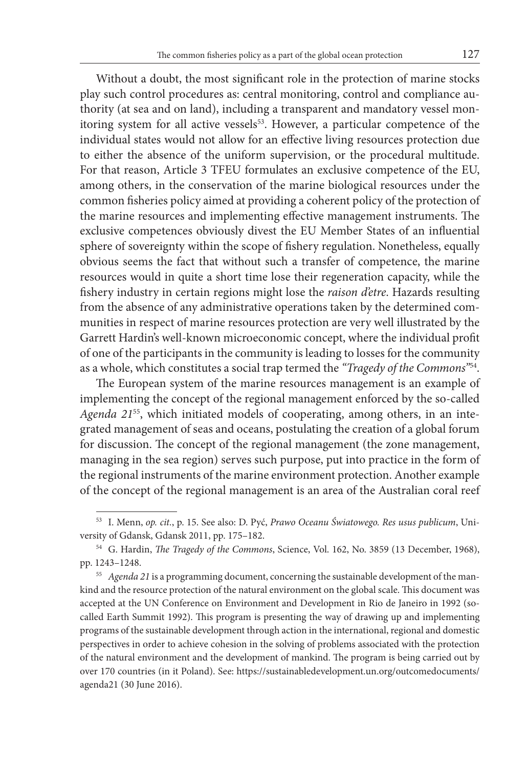Without a doubt, the most significant role in the protection of marine stocks play such control procedures as: central monitoring, control and compliance authority (at sea and on land), including a transparent and mandatory vessel monitoring system for all active vessels[53]. However, a particular competence of the individual states would not allow for an effective living resources protection due to either the absence of the uniform supervision, or the procedural multitude. For that reason, Article 3 TFEU formulates an exclusive competence of the EU, among others, in the conservation of the marine biological resources under the common fisheries policy aimed at providing a coherent policy of the protection of the marine resources and implementing effective management instruments. The exclusive competences obviously divest the EU Member States of an influential sphere of sovereignty within the scope of fishery regulation. Nonetheless, equally obvious seems the fact that without such a transfer of competence, the marine resources would in quite a short time lose their regeneration capacity, while the fishery industry in certain regions might lose the *raison d'etre*. Hazards resulting from the absence of any administrative operations taken by the determined communities in respect of marine resources protection are very well illustrated by the Garrett Hardin's well-known microeconomic concept, where the individual profit of one of the participants in the community is leading to losses for the community as a whole, which constitutes a social trap termed the *"Tragedy of the Commons"*[54].

The European system of the marine resources management is an example of implementing the concept of the regional management enforced by the so-called *Agenda 21*[55], which initiated models of cooperating, among others, in an integrated management of seas and oceans, postulating the creation of a global forum for discussion. The concept of the regional management (the zone management, managing in the sea region) serves such purpose, put into practice in the form of the regional instruments of the marine environment protection. Another example of the concept of the regional management is an area of the Australian coral reef

---

[53] I. Menn, *op. cit.*, p. 15. See also: D. Pyć, *Prawo Oceanu Światowego. Res usus publicum*, University of Gdansk, Gdansk 2011, pp. 175–182.

[54] G. Hardin, *The Tragedy of the Commons*, Science, Vol. 162, No. 3859 (13 December, 1968), pp. 1243–1248.

[55] *Agenda 21* is a programming document, concerning the sustainable development of the mankind and the resource protection of the natural environment on the global scale. This document was accepted at the UN Conference on Environment and Development in Rio de Janeiro in 1992 (so-called Earth Summit 1992). This program is presenting the way of drawing up and implementing programs of the sustainable development through action in the international, regional and domestic perspectives in order to achieve cohesion in the solving of problems associated with the protection of the natural environment and the development of mankind. The program is being carried out by over 170 countries (in it Poland). See: https://sustainabledevelopment.un.org/outcomedocuments/agenda21 (30 June 2016).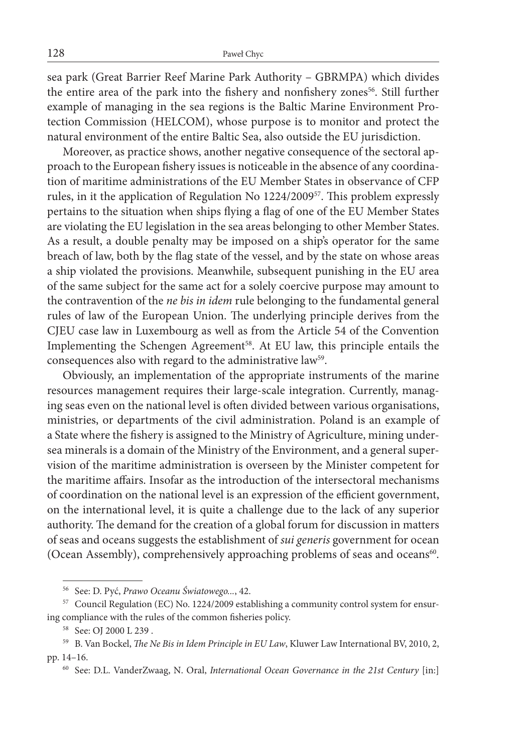sea park (Great Barrier Reef Marine Park Authority – GBRMPA) which divides the entire area of the park into the fishery and nonfishery zones[56]. Still further example of managing in the sea regions is the Baltic Marine Environment Protection Commission (HELCOM), whose purpose is to monitor and protect the natural environment of the entire Baltic Sea, also outside the EU jurisdiction.

Moreover, as practice shows, another negative consequence of the sectoral approach to the European fishery issues is noticeable in the absence of any coordination of maritime administrations of the EU Member States in observance of CFP rules, in it the application of Regulation No 1224/2009[57]. This problem expressly pertains to the situation when ships flying a flag of one of the EU Member States are violating the EU legislation in the sea areas belonging to other Member States. As a result, a double penalty may be imposed on a ship's operator for the same breach of law, both by the flag state of the vessel, and by the state on whose areas a ship violated the provisions. Meanwhile, subsequent punishing in the EU area of the same subject for the same act for a solely coercive purpose may amount to the contravention of the *ne bis in idem* rule belonging to the fundamental general rules of law of the European Union. The underlying principle derives from the CJEU case law in Luxembourg as well as from the Article 54 of the Convention Implementing the Schengen Agreement[58]. At EU law, this principle entails the consequences also with regard to the administrative law[59].

Obviously, an implementation of the appropriate instruments of the marine resources management requires their large-scale integration. Currently, managing seas even on the national level is often divided between various organisations, ministries, or departments of the civil administration. Poland is an example of a State where the fishery is assigned to the Ministry of Agriculture, mining undersea minerals is a domain of the Ministry of the Environment, and a general supervision of the maritime administration is overseen by the Minister competent for the maritime affairs. Insofar as the introduction of the intersectoral mechanisms of coordination on the national level is an expression of the efficient government, on the international level, it is quite a challenge due to the lack of any superior authority. The demand for the creation of a global forum for discussion in matters of seas and oceans suggests the establishment of *sui generis* government for ocean (Ocean Assembly), comprehensively approaching problems of seas and oceans[60].

---

[56] See: D. Pyć, *Prawo Oceanu Światowego...*, 42.

[57] Council Regulation (EC) No. 1224/2009 establishing a community control system for ensuring compliance with the rules of the common fisheries policy.

[58] See: OJ 2000 L 239 .

[59] B. Van Bockel, *The Ne Bis in Idem Principle in EU Law*, Kluwer Law International BV, 2010, 2, pp. 14–16.

[60] See: D.L. VanderZwaag, N. Oral, *International Ocean Governance in the 21st Century* [in:]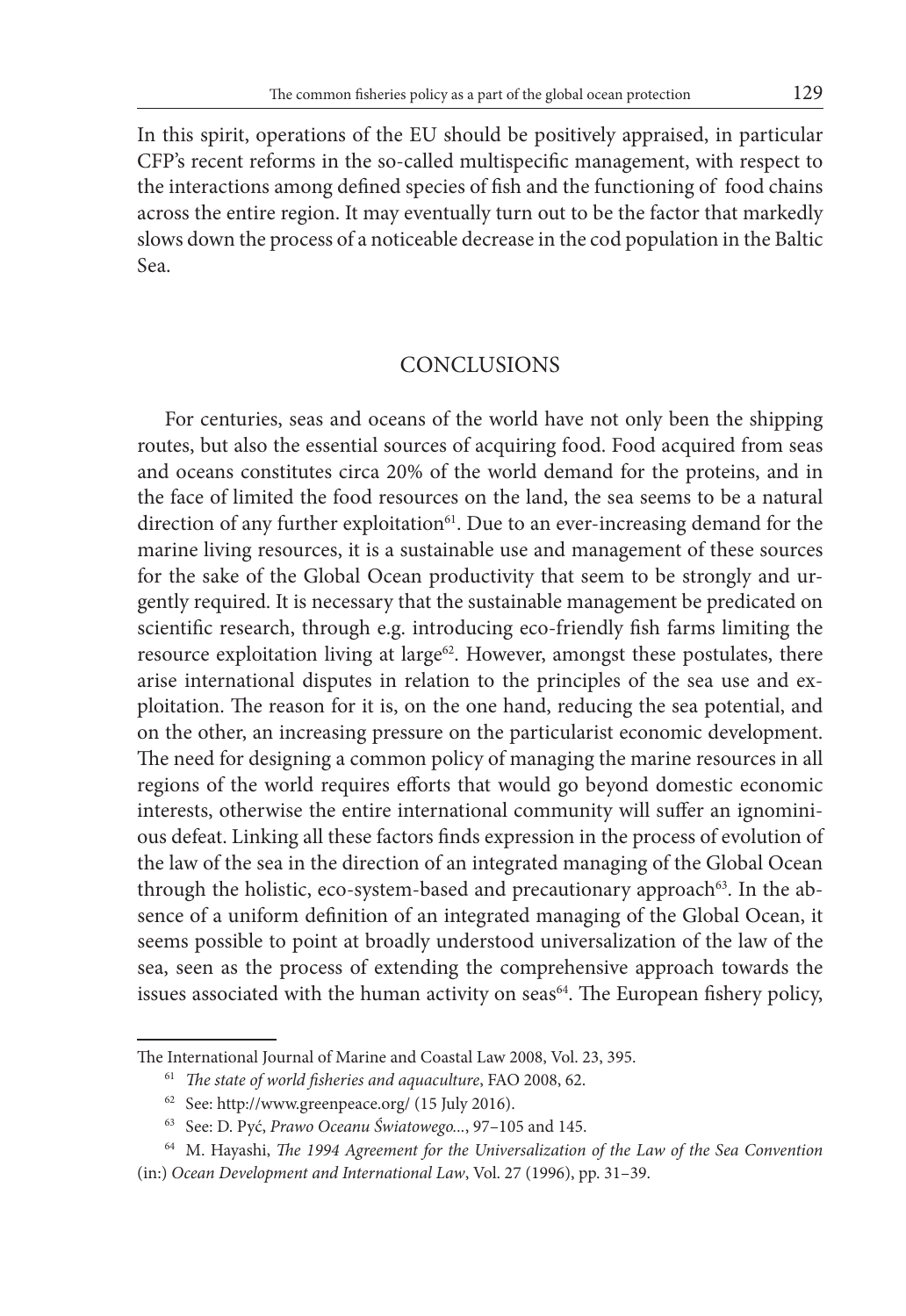In this spirit, operations of the EU should be positively appraised, in particular CFP's recent reforms in the so-called multispecific management, with respect to the interactions among defined species of fish and the functioning of food chains across the entire region. It may eventually turn out to be the factor that markedly slows down the process of a noticeable decrease in the cod population in the Baltic Sea.

## CONCLUSIONS

For centuries, seas and oceans of the world have not only been the shipping routes, but also the essential sources of acquiring food. Food acquired from seas and oceans constitutes circa 20% of the world demand for the proteins, and in the face of limited the food resources on the land, the sea seems to be a natural direction of any further exploitation[61]. Due to an ever-increasing demand for the marine living resources, it is a sustainable use and management of these sources for the sake of the Global Ocean productivity that seem to be strongly and urgently required. It is necessary that the sustainable management be predicated on scientific research, through e.g. introducing eco-friendly fish farms limiting the resource exploitation living at large[62]. However, amongst these postulates, there arise international disputes in relation to the principles of the sea use and exploitation. The reason for it is, on the one hand, reducing the sea potential, and on the other, an increasing pressure on the particularist economic development. The need for designing a common policy of managing the marine resources in all regions of the world requires efforts that would go beyond domestic economic interests, otherwise the entire international community will suffer an ignominious defeat. Linking all these factors finds expression in the process of evolution of the law of the sea in the direction of an integrated managing of the Global Ocean through the holistic, eco-system-based and precautionary approach[63]. In the absence of a uniform definition of an integrated managing of the Global Ocean, it seems possible to point at broadly understood universalization of the law of the sea, seen as the process of extending the comprehensive approach towards the issues associated with the human activity on seas[64]. The European fishery policy,

---

The International Journal of Marine and Coastal Law 2008, Vol. 23, 395.

[61] *The state of world fisheries and aquaculture*, FAO 2008, 62.

[62] See: http://www.greenpeace.org/ (15 July 2016).

[63] See: D. Pyć, *Prawo Oceanu Światowego...*, 97–105 and 145.

[64] M. Hayashi, *The 1994 Agreement for the Universalization of the Law of the Sea Convention* (in:) *Ocean Development and International Law*, Vol. 27 (1996), pp. 31–39.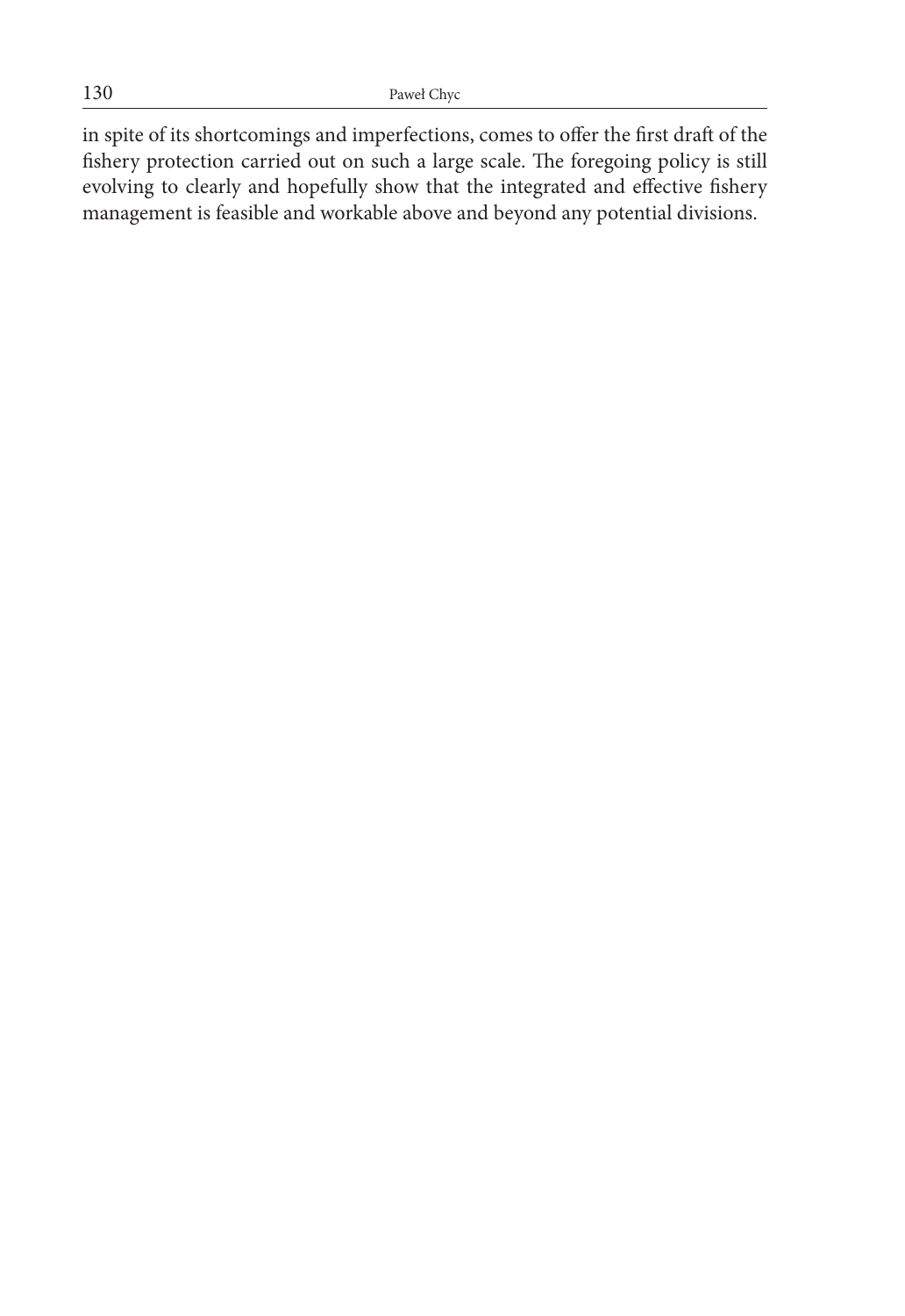in spite of its shortcomings and imperfections, comes to offer the first draft of the fishery protection carried out on such a large scale. The foregoing policy is still evolving to clearly and hopefully show that the integrated and effective fishery management is feasible and workable above and beyond any potential divisions.